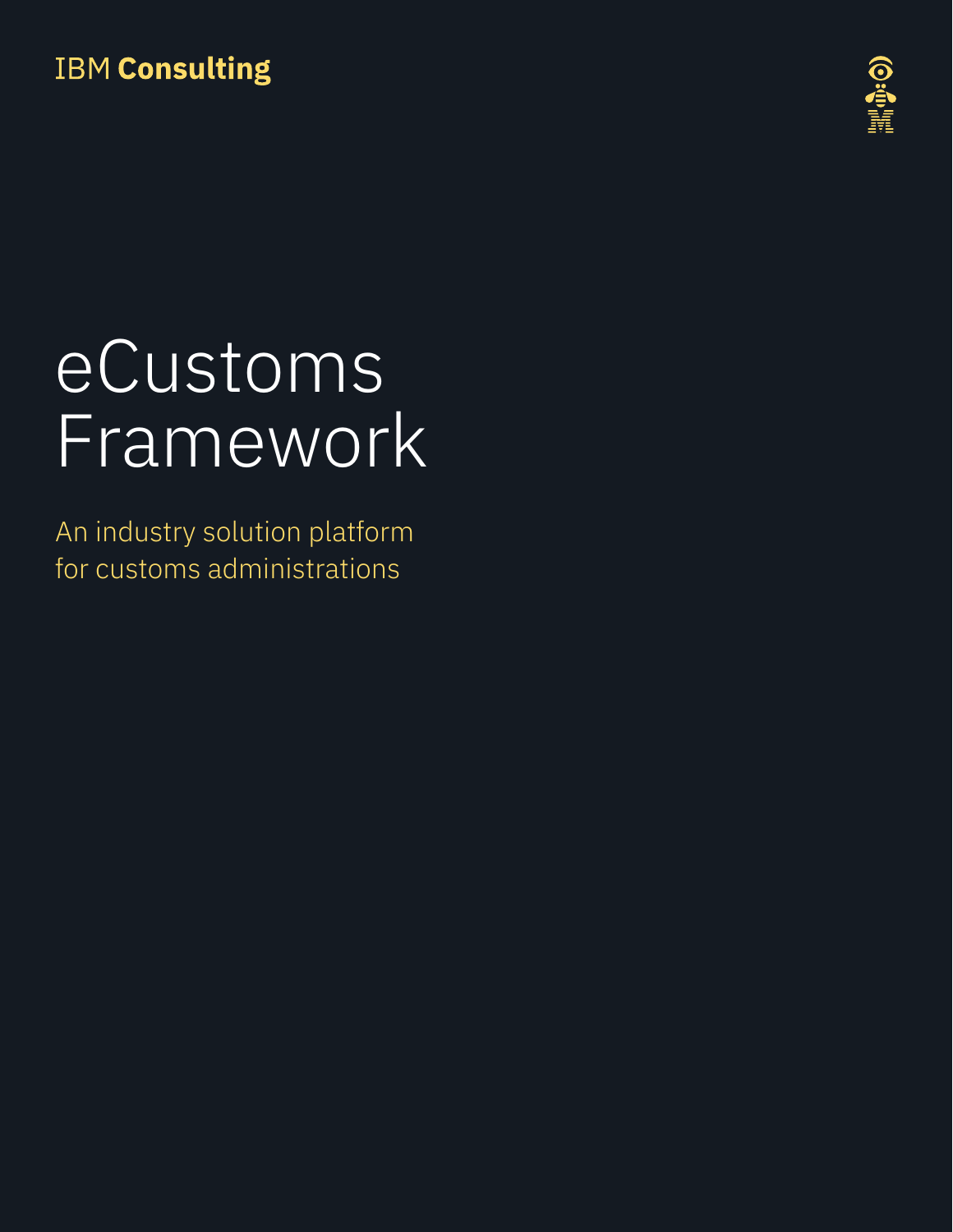IBM **Consulting**

# eCustoms Framework

An industry solution platform for customs administrations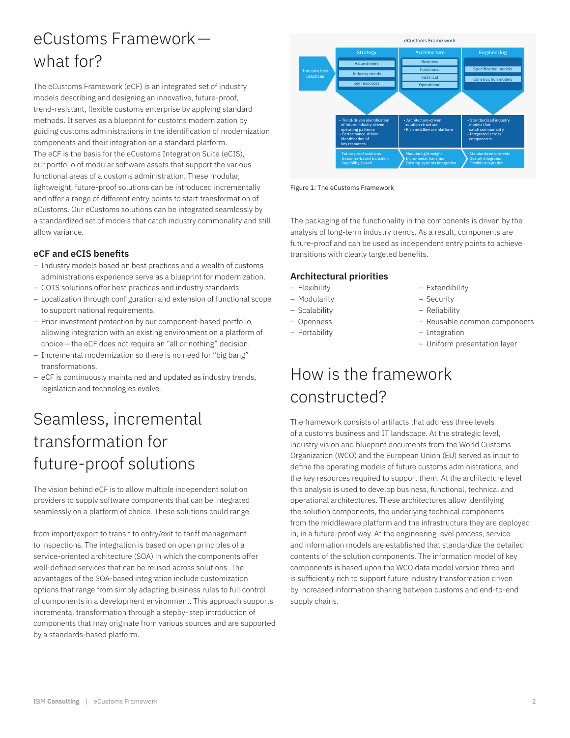# eCustoms Framework—what for?

The eCustoms Framework (eCF) is an integrated set of industry models describing and designing an innovative, future-proof, trend-resistant, flexible customs enterprise by applying standard methods. It serves as a blueprint for customs modernization by guiding customs administrations in the identification of modernization components and their integration on a standard platform.
The eCF is the basis for the eCustoms Integration Suite (eCIS), our portfolio of modular software assets that support the various functional areas of a customs administration. These modular, lightweight, future-proof solutions can be introduced incrementally and offer a range of different entry points to start transformation of eCustoms. Our eCustoms solutions can be integrated seamlessly by a standardized set of models that catch industry commonality and still allow variance.

### eCF and eCIS benefits

- Industry models based on best practices and a wealth of customs administrations experience serve as a blueprint for modernization.
- COTS solutions offer best practices and industry standards.
- Localization through configuration and extension of functional scope to support national requirements.
- Prior investment protection by our component-based portfolio, allowing integration with an existing environment on a platform of choice—the eCF does not require an “all or nothing” decision.
- Incremental modernization so there is no need for “big bang” transformations.
- eCF is continuously maintained and updated as industry trends, legislation and technologies evolve.

# Seamless, incremental transformation for future-proof solutions

The vision behind eCF is to allow multiple independent solution providers to supply software components that can be integrated seamlessly on a platform of choice. These solutions could range from import/export to transit to entry/exit to tariff management to inspections. The integration is based on open principles of a service-oriented architecture (SOA) in which the components offer well-defined services that can be reused across solutions. The advantages of the SOA-based integration include customization options that range from simply adapting business rules to full control of components in a development environment. This approach supports incremental transformation through a stepby- step introduction of components that may originate from various sources and are supported by a standards-based platform.

eCustoms Frame work

| | Strategy | Architecture | Engineering |
|---|---|---|---|
| Industry best practices | Value drivers<br>Industry trends<br>Key resources | Business<br>Functional<br>Technical<br>Operational | Specification models<br>Construction models |
| | • Trend-driven identification of future industry driven operating patterns<br>• Performance-driven identification of key resources | • Architecture-driven solution structure<br>• Rich middleware platform | • Standardized industry models that catch commonality<br>• Integrated across components |
| | Future proof solutions<br>Outcome-based transition<br>Capability-based | Modular light weight<br>Incremental transition<br>Existing systems integration | Standardized contents<br>Overall integration<br>Flexible adaptation |

Figure 1: The eCustoms Framework

The packaging of the functionality in the components is driven by the analysis of long-term industry trends. As a result, components are future-proof and can be used as independent entry points to achieve transitions with clearly targeted benefits.

### Architectural priorities

- Flexibility
- Modularity
- Scalability
- Openness
- Portability
- Extendibility
- Security
- Reliability
- Reusable common components
- Integration
- Uniform presentation layer

# How is the framework constructed?

The framework consists of artifacts that address three levels of a customs business and IT landscape. At the strategic level, industry vision and blueprint documents from the World Customs Organization (WCO) and the European Union (EU) served as input to define the operating models of future customs administrations, and the key resources required to support them. At the architecture level this analysis is used to develop business, functional, technical and operational architectures. These architectures allow identifying the solution components, the underlying technical components from the middleware platform and the infrastructure they are deployed in, in a future-proof way. At the engineering level process, service and information models are established that standardize the detailed contents of the solution components. The information model of key components is based upon the WCO data model version three and is sufficiently rich to support future industry transformation driven by increased information sharing between customs and end-to-end supply chains.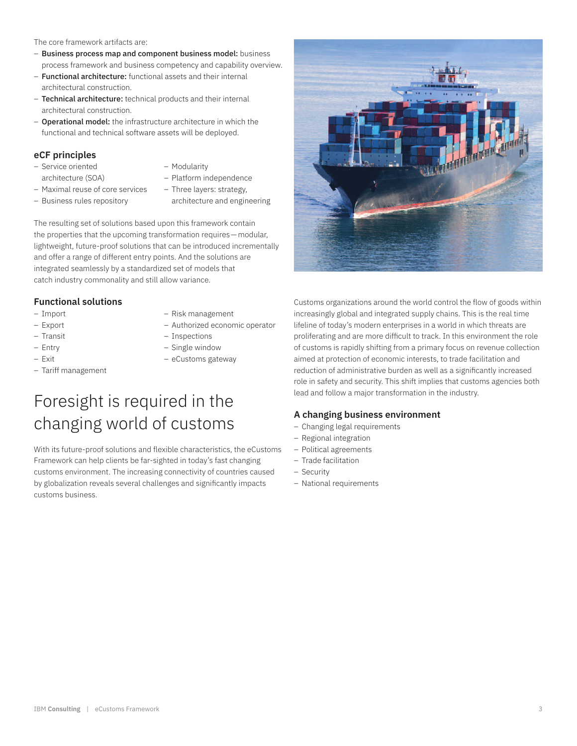The core framework artifacts are:

- **Business process map and component business model:** business process framework and business competency and capability overview.
- **Functional architecture:** functional assets and their internal architectural construction.
- **Technical architecture:** technical products and their internal architectural construction.
- **Operational model:** the infrastructure architecture in which the functional and technical software assets will be deployed.

### eCF principles

- Service oriented architecture (SOA)
- Maximal reuse of core services
- Business rules repository
- Modularity
- Platform independence
- Three layers: strategy, architecture and engineering

The resulting set of solutions based upon this framework contain the properties that the upcoming transformation requires—modular, lightweight, future-proof solutions that can be introduced incrementally and offer a range of different entry points. And the solutions are integrated seamlessly by a standardized set of models that catch industry commonality and still allow variance.

### Functional solutions

- Import
- Export
- Transit
- Entry
- Exit
- Tariff management
- Risk management
- Authorized economic operator
- Inspections
- Single window
- eCustoms gateway

## Foresight is required in the changing world of customs

With its future-proof solutions and flexible characteristics, the eCustoms Framework can help clients be far-sighted in today's fast changing customs environment. The increasing connectivity of countries caused by globalization reveals several challenges and significantly impacts customs business.

Customs organizations around the world control the flow of goods within increasingly global and integrated supply chains. This is the real time lifeline of today's modern enterprises in a world in which threats are proliferating and are more difficult to track. In this environment the role of customs is rapidly shifting from a primary focus on revenue collection aimed at protection of economic interests, to trade facilitation and reduction of administrative burden as well as a significantly increased role in safety and security. This shift implies that customs agencies both lead and follow a major transformation in the industry.

### A changing business environment

- Changing legal requirements
- Regional integration
- Political agreements
- Trade facilitation
- Security
- National requirements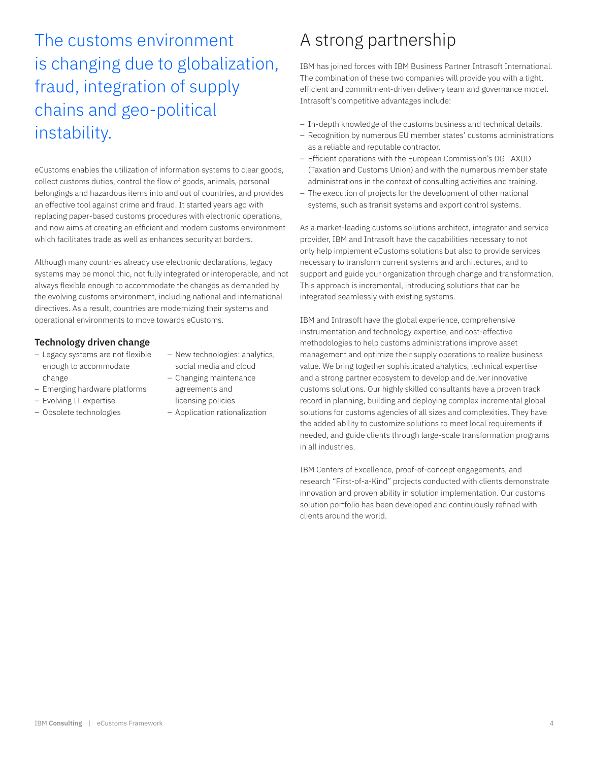## The customs environment is changing due to globalization, fraud, integration of supply chains and geo-political instability.

eCustoms enables the utilization of information systems to clear goods, collect customs duties, control the flow of goods, animals, personal belongings and hazardous items into and out of countries, and provides an effective tool against crime and fraud. It started years ago with replacing paper-based customs procedures with electronic operations, and now aims at creating an efficient and modern customs environment which facilitates trade as well as enhances security at borders.

Although many countries already use electronic declarations, legacy systems may be monolithic, not fully integrated or interoperable, and not always flexible enough to accommodate the changes as demanded by the evolving customs environment, including national and international directives. As a result, countries are modernizing their systems and operational environments to move towards eCustoms.

### Technology driven change

- Legacy systems are not flexible enough to accommodate change
- Emerging hardware platforms
- Evolving IT expertise
- Obsolete technologies
- New technologies: analytics, social media and cloud
- Changing maintenance agreements and licensing policies
- Application rationalization

# A strong partnership

IBM has joined forces with IBM Business Partner Intrasoft International. The combination of these two companies will provide you with a tight, efficient and commitment-driven delivery team and governance model. Intrasoft's competitive advantages include:

- In-depth knowledge of the customs business and technical details.
- Recognition by numerous EU member states' customs administrations as a reliable and reputable contractor.
- Efficient operations with the European Commission's DG TAXUD (Taxation and Customs Union) and with the numerous member state administrations in the context of consulting activities and training.
- The execution of projects for the development of other national systems, such as transit systems and export control systems.

As a market-leading customs solutions architect, integrator and service provider, IBM and Intrasoft have the capabilities necessary to not only help implement eCustoms solutions but also to provide services necessary to transform current systems and architectures, and to support and guide your organization through change and transformation. This approach is incremental, introducing solutions that can be integrated seamlessly with existing systems.

IBM and Intrasoft have the global experience, comprehensive instrumentation and technology expertise, and cost-effective methodologies to help customs administrations improve asset management and optimize their supply operations to realize business value. We bring together sophisticated analytics, technical expertise and a strong partner ecosystem to develop and deliver innovative customs solutions. Our highly skilled consultants have a proven track record in planning, building and deploying complex incremental global solutions for customs agencies of all sizes and complexities. They have the added ability to customize solutions to meet local requirements if needed, and guide clients through large-scale transformation programs in all industries.

IBM Centers of Excellence, proof-of-concept engagements, and research "First-of-a-Kind" projects conducted with clients demonstrate innovation and proven ability in solution implementation. Our customs solution portfolio has been developed and continuously refined with clients around the world.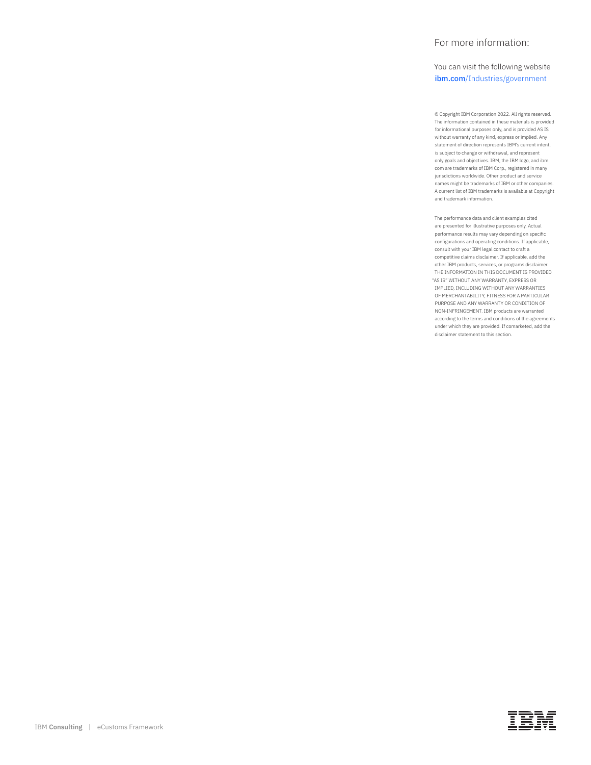## For more information:

You can visit the following website **ibm.com**/Industries/government

© Copyright IBM Corporation 2022. All rights reserved. The information contained in these materials is provided for informational purposes only, and is provided AS IS without warranty of any kind, express or implied. Any statement of direction represents IBM's current intent, is subject to change or withdrawal, and represent only goals and objectives. IBM, the IBM logo, and ibm.com are trademarks of IBM Corp., registered in many jurisdictions worldwide. Other product and service names might be trademarks of IBM or other companies. A current list of IBM trademarks is available at Copyright and trademark information.

The performance data and client examples cited are presented for illustrative purposes only. Actual performance results may vary depending on specific configurations and operating conditions. If applicable, consult with your IBM legal contact to craft a competitive claims disclaimer. If applicable, add the other IBM products, services, or programs disclaimer. THE INFORMATION IN THIS DOCUMENT IS PROVIDED "AS IS" WITHOUT ANY WARRANTY, EXPRESS OR IMPLIED, INCLUDING WITHOUT ANY WARRANTIES OF MERCHANTABILITY, FITNESS FOR A PARTICULAR PURPOSE AND ANY WARRANTY OR CONDITION OF NON-INFRINGEMENT. IBM products are warranted according to the terms and conditions of the agreements under which they are provided. If comarketed, add the disclaimer statement to this section.